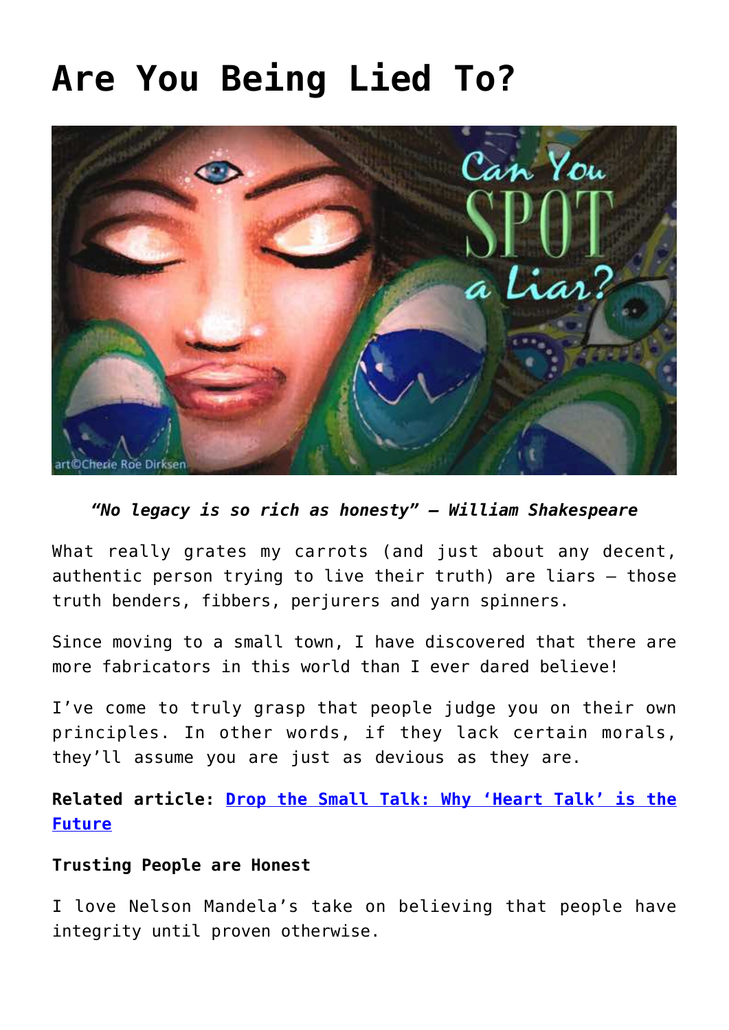# Are You Being Lied To?

*"No legacy is so rich as honesty" – William Shakespeare*

What really grates my carrots (and just about any decent, authentic person trying to live their truth) are liars – those truth benders, fibbers, perjurers and yarn spinners.

Since moving to a small town, I have discovered that there are more fabricators in this world than I ever dared believe!

I've come to truly grasp that people judge you on their own principles. In other words, if they lack certain morals, they'll assume you are just as devious as they are.

**Related article: Drop the Small Talk: Why 'Heart Talk' is the Future**

**Trusting People are Honest**

I love Nelson Mandela's take on believing that people have integrity until proven otherwise.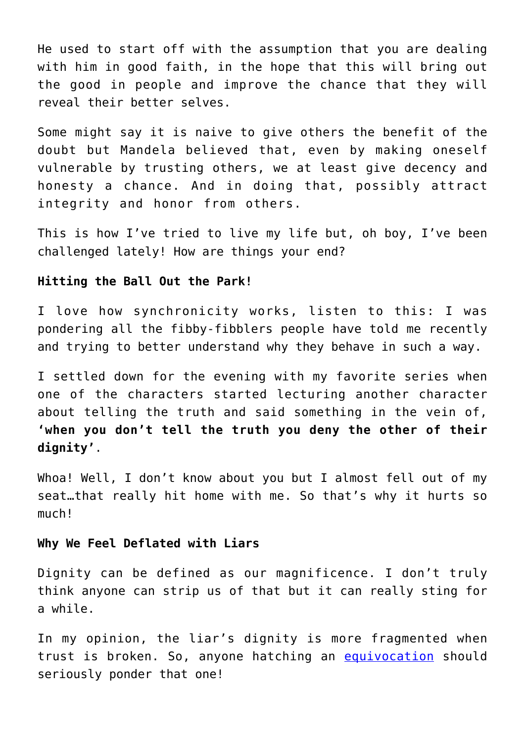He used to start off with the assumption that you are dealing with him in good faith, in the hope that this will bring out the good in people and improve the chance that they will reveal their better selves.

Some might say it is naive to give others the benefit of the doubt but Mandela believed that, even by making oneself vulnerable by trusting others, we at least give decency and honesty a chance. And in doing that, possibly attract integrity and honor from others.

This is how I've tried to live my life but, oh boy, I've been challenged lately! How are things your end?

**Hitting the Ball Out the Park!**

I love how synchronicity works, listen to this: I was pondering all the fibby-fibblers people have told me recently and trying to better understand why they behave in such a way.

I settled down for the evening with my favorite series when one of the characters started lecturing another character about telling the truth and said something in the vein of, **'when you don't tell the truth you deny the other of their dignity'**.

Whoa! Well, I don't know about you but I almost fell out of my seat…that really hit home with me. So that's why it hurts so much!

**Why We Feel Deflated with Liars**

Dignity can be defined as our magnificence. I don't truly think anyone can strip us of that but it can really sting for a while.

In my opinion, the liar's dignity is more fragmented when trust is broken. So, anyone hatching an equivocation should seriously ponder that one!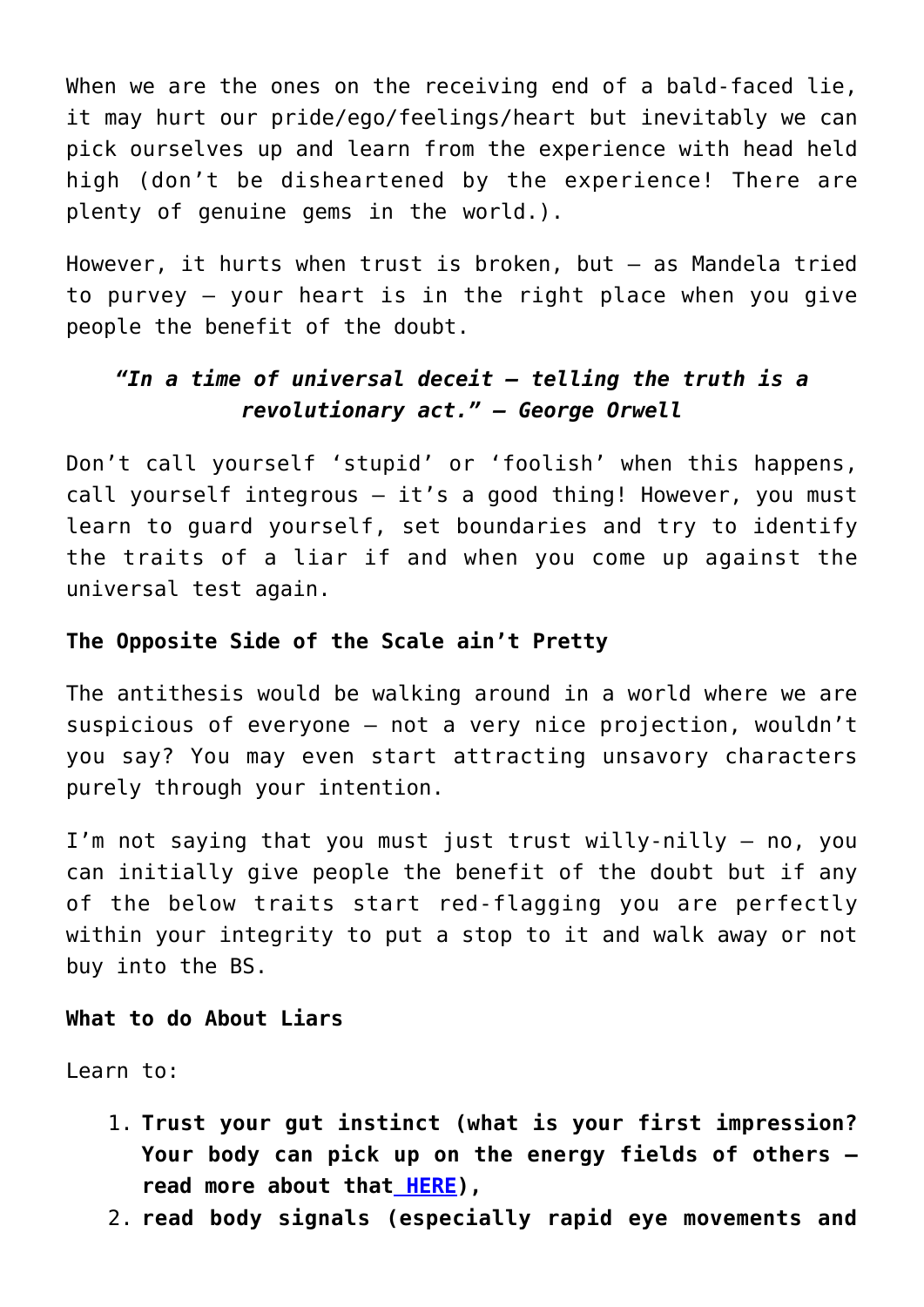When we are the ones on the receiving end of a bald-faced lie, it may hurt our pride/ego/feelings/heart but inevitably we can pick ourselves up and learn from the experience with head held high (don't be disheartened by the experience! There are plenty of genuine gems in the world.).

However, it hurts when trust is broken, but – as Mandela tried to purvey – your heart is in the right place when you give people the benefit of the doubt.

***"In a time of universal deceit – telling the truth is a revolutionary act." – George Orwell***

Don't call yourself 'stupid' or 'foolish' when this happens, call yourself integrous – it's a good thing! However, you must learn to guard yourself, set boundaries and try to identify the traits of a liar if and when you come up against the universal test again.

**The Opposite Side of the Scale ain't Pretty**

The antithesis would be walking around in a world where we are suspicious of everyone – not a very nice projection, wouldn't you say? You may even start attracting unsavory characters purely through your intention.

I'm not saying that you must just trust willy-nilly – no, you can initially give people the benefit of the doubt but if any of the below traits start red-flagging you are perfectly within your integrity to put a stop to it and walk away or not buy into the BS.

**What to do About Liars**

Learn to:

1. **Trust your gut instinct (what is your first impression? Your body can pick up on the energy fields of others – read more about that HERE),**
2. **read body signals (especially rapid eye movements and**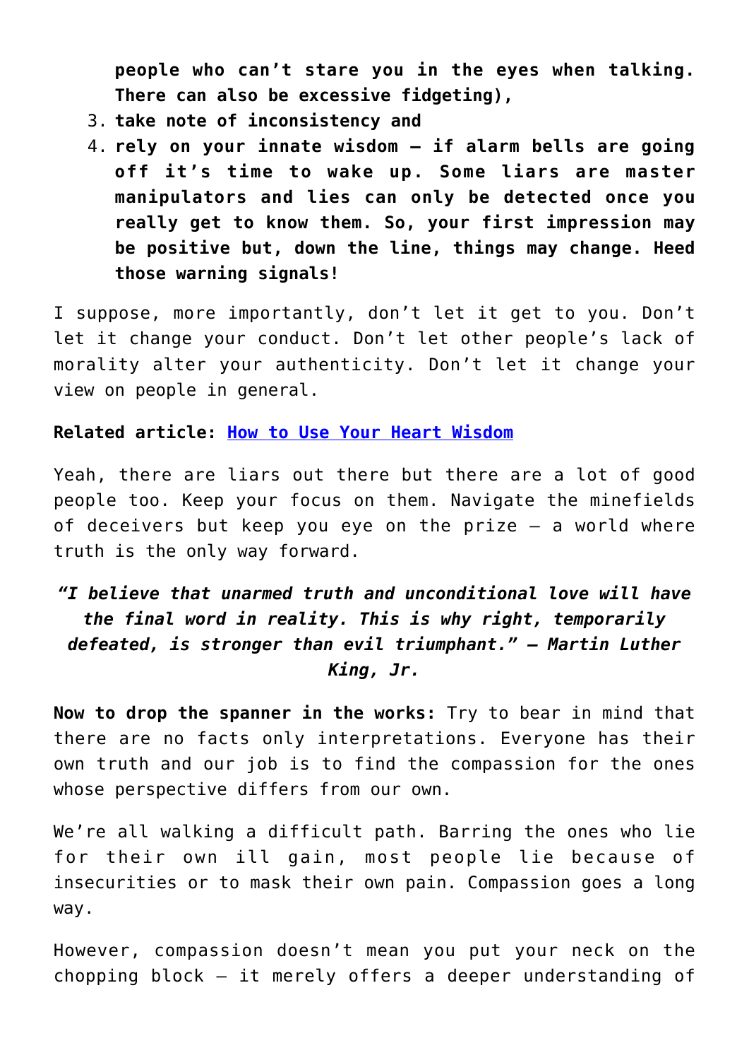people who can't stare you in the eyes when talking. There can also be excessive fidgeting),**

3. **take note of inconsistency and**
4. **rely on your innate wisdom – if alarm bells are going off it's time to wake up. Some liars are master manipulators and lies can only be detected once you really get to know them. So, your first impression may be positive but, down the line, things may change. Heed those warning signals!**

I suppose, more importantly, don't let it get to you. Don't let it change your conduct. Don't let other people's lack of morality alter your authenticity. Don't let it change your view on people in general.

**Related article:** [How to Use Your Heart Wisdom]()

Yeah, there are liars out there but there are a lot of good people too. Keep your focus on them. Navigate the minefields of deceivers but keep you eye on the prize – a world where truth is the only way forward.

***"I believe that unarmed truth and unconditional love will have the final word in reality. This is why right, temporarily defeated, is stronger than evil triumphant." – Martin Luther King, Jr.***

**Now to drop the spanner in the works:** Try to bear in mind that there are no facts only interpretations. Everyone has their own truth and our job is to find the compassion for the ones whose perspective differs from our own.

We're all walking a difficult path. Barring the ones who lie for their own ill gain, most people lie because of insecurities or to mask their own pain. Compassion goes a long way.

However, compassion doesn't mean you put your neck on the chopping block – it merely offers a deeper understanding of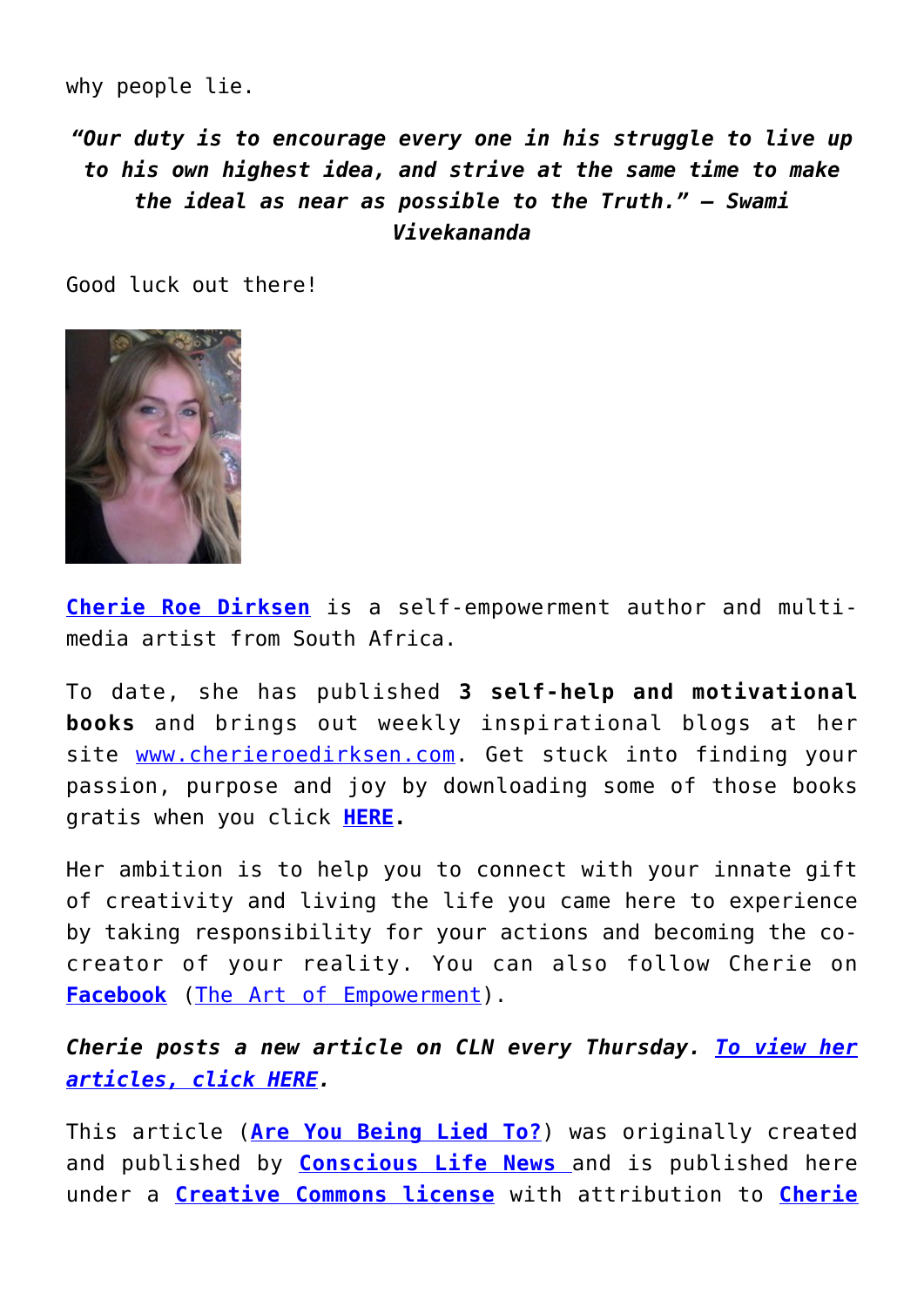why people lie.

***"Our duty is to encourage every one in his struggle to live up to his own highest idea, and strive at the same time to make the ideal as near as possible to the Truth." – Swami Vivekananda***

Good luck out there!

**Cherie Roe Dirksen** is a self-empowerment author and multi-media artist from South Africa.

To date, she has published **3 self-help and motivational books** and brings out weekly inspirational blogs at her site www.cherieroedirksen.com. Get stuck into finding your passion, purpose and joy by downloading some of those books gratis when you click **HERE.**

Her ambition is to help you to connect with your innate gift of creativity and living the life you came here to experience by taking responsibility for your actions and becoming the co-creator of your reality. You can also follow Cherie on **Facebook** (The Art of Empowerment).

***Cherie posts a new article on CLN every Thursday. To view her articles, click HERE.***

This article (**Are You Being Lied To?**) was originally created and published by **Conscious Life News** and is published here under a **Creative Commons license** with attribution to **Cherie**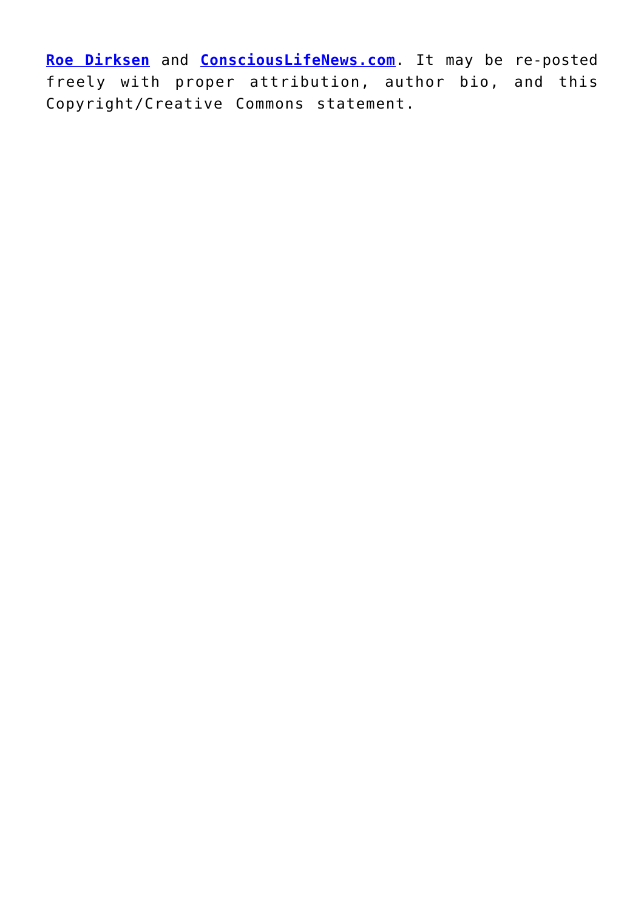**Roe Dirksen** and **ConsciousLifeNews.com**. It may be re-posted freely with proper attribution, author bio, and this Copyright/Creative Commons statement.